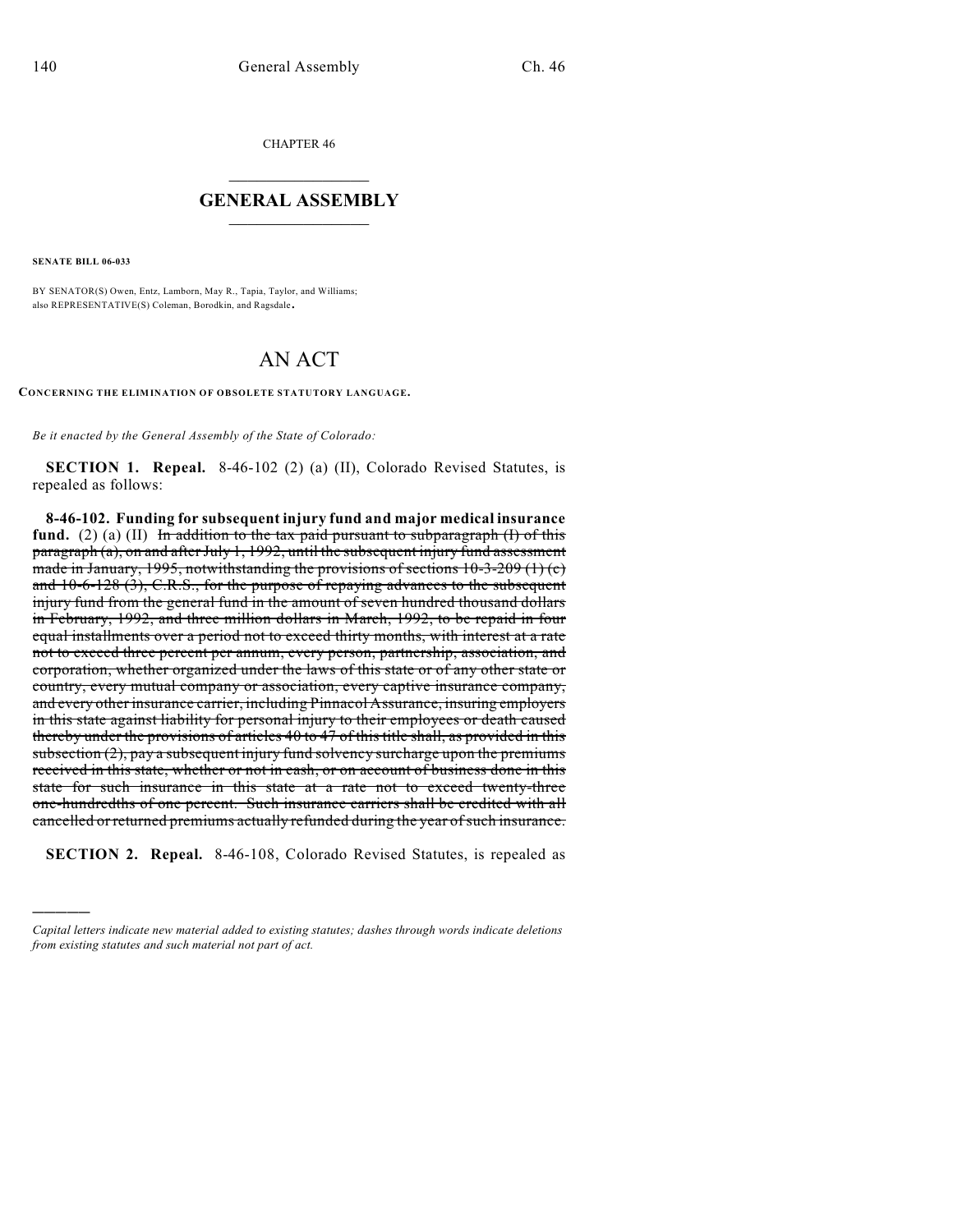CHAPTER 46

# GENERAL ASSEMBLY

**SENATE BILL 06-033**

BY SENATOR(S) Owen, Entz, Lamborn, May R., Tapia, Taylor, and Williams; also REPRESENTATIVE(S) Coleman, Borodkin, and Ragsdale.

# AN ACT

**CONCERNING THE ELIMINATION OF OBSOLETE STATUTORY LANGUAGE.**

*Be it enacted by the General Assembly of the State of Colorado:*

**SECTION 1. Repeal.** 8-46-102 (2) (a) (II), Colorado Revised Statutes, is repealed as follows:

**8-46-102. Funding for subsequent injury fund and major medical insurance fund.** (2) (a) (II) ~~In addition to the tax paid pursuant to subparagraph (I) of this paragraph (a), on and after July 1, 1992, until the subsequent injury fund assessment made in January, 1995, notwithstanding the provisions of sections 10-3-209 (1) (c) and 10-6-128 (3), C.R.S., for the purpose of repaying advances to the subsequent injury fund from the general fund in the amount of seven hundred thousand dollars in February, 1992, and three million dollars in March, 1992, to be repaid in four equal installments over a period not to exceed thirty months, with interest at a rate not to exceed three percent per annum, every person, partnership, association, and corporation, whether organized under the laws of this state or of any other state or country, every mutual company or association, every captive insurance company, and every other insurance carrier, including Pinnacol Assurance, insuring employers in this state against liability for personal injury to their employees or death caused thereby under the provisions of articles 40 to 47 of this title shall, as provided in this subsection (2), pay a subsequent injury fund solvency surcharge upon the premiums received in this state, whether or not in cash, or on account of business done in this state for such insurance in this state at a rate not to exceed twenty-three one-hundredths of one percent. Such insurance carriers shall be credited with all cancelled or returned premiums actually refunded during the year of such insurance.~~

**SECTION 2. Repeal.** 8-46-108, Colorado Revised Statutes, is repealed as

---

*Capital letters indicate new material added to existing statutes; dashes through words indicate deletions from existing statutes and such material not part of act.*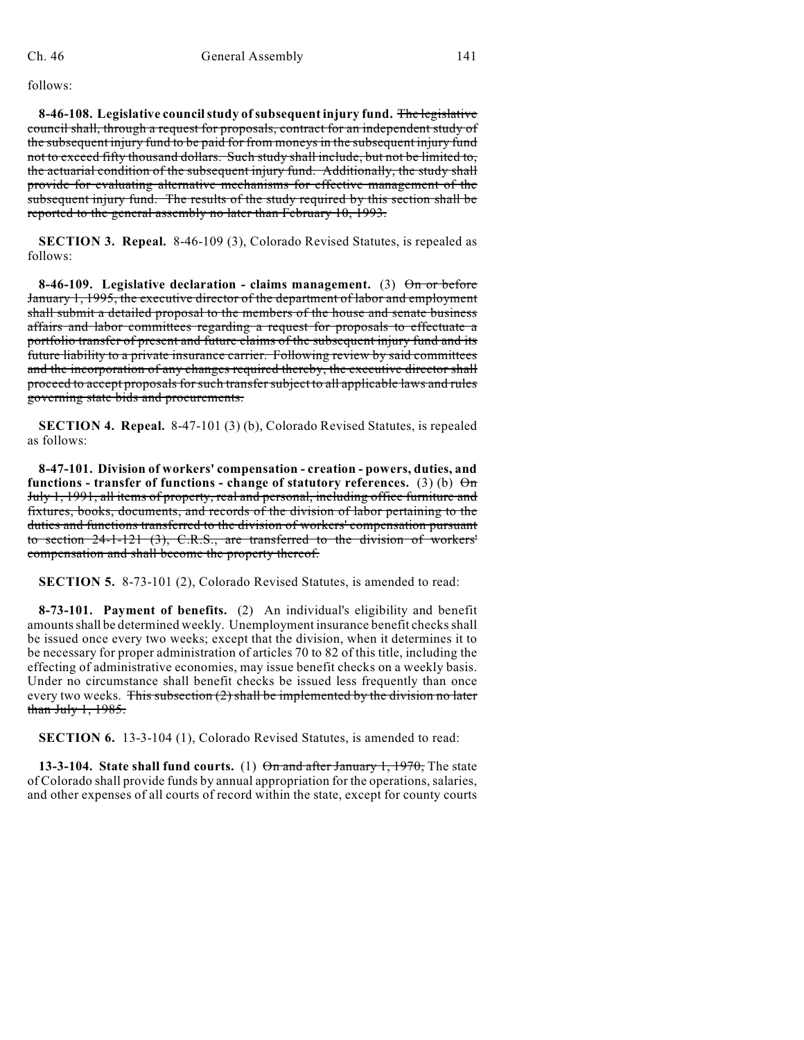follows:

**8-46-108. Legislative council study of subsequent injury fund.** ~~The legislative council shall, through a request for proposals, contract for an independent study of the subsequent injury fund to be paid for from moneys in the subsequent injury fund not to exceed fifty thousand dollars. Such study shall include, but not be limited to, the actuarial condition of the subsequent injury fund. Additionally, the study shall provide for evaluating alternative mechanisms for effective management of the subsequent injury fund. The results of the study required by this section shall be reported to the general assembly no later than February 10, 1993.~~

**SECTION 3. Repeal.** 8-46-109 (3), Colorado Revised Statutes, is repealed as follows:

**8-46-109. Legislative declaration - claims management.** (3) ~~On or before January 1, 1995, the executive director of the department of labor and employment shall submit a detailed proposal to the members of the house and senate business affairs and labor committees regarding a request for proposals to effectuate a portfolio transfer of present and future claims of the subsequent injury fund and its future liability to a private insurance carrier. Following review by said committees and the incorporation of any changes required thereby, the executive director shall proceed to accept proposals for such transfer subject to all applicable laws and rules governing state bids and procurements.~~

**SECTION 4. Repeal.** 8-47-101 (3) (b), Colorado Revised Statutes, is repealed as follows:

**8-47-101. Division of workers' compensation - creation - powers, duties, and functions - transfer of functions - change of statutory references.** (3) (b) ~~On July 1, 1991, all items of property, real and personal, including office furniture and fixtures, books, documents, and records of the division of labor pertaining to the duties and functions transferred to the division of workers' compensation pursuant to section 24-1-121 (3), C.R.S., are transferred to the division of workers' compensation and shall become the property thereof.~~

**SECTION 5.** 8-73-101 (2), Colorado Revised Statutes, is amended to read:

**8-73-101. Payment of benefits.** (2) An individual's eligibility and benefit amounts shall be determined weekly. Unemployment insurance benefit checks shall be issued once every two weeks; except that the division, when it determines it to be necessary for proper administration of articles 70 to 82 of this title, including the effecting of administrative economies, may issue benefit checks on a weekly basis. Under no circumstance shall benefit checks be issued less frequently than once every two weeks. ~~This subsection (2) shall be implemented by the division no later than July 1, 1985.~~

**SECTION 6.** 13-3-104 (1), Colorado Revised Statutes, is amended to read:

**13-3-104. State shall fund courts.** (1) ~~On and after January 1, 1970,~~ The state of Colorado shall provide funds by annual appropriation for the operations, salaries, and other expenses of all courts of record within the state, except for county courts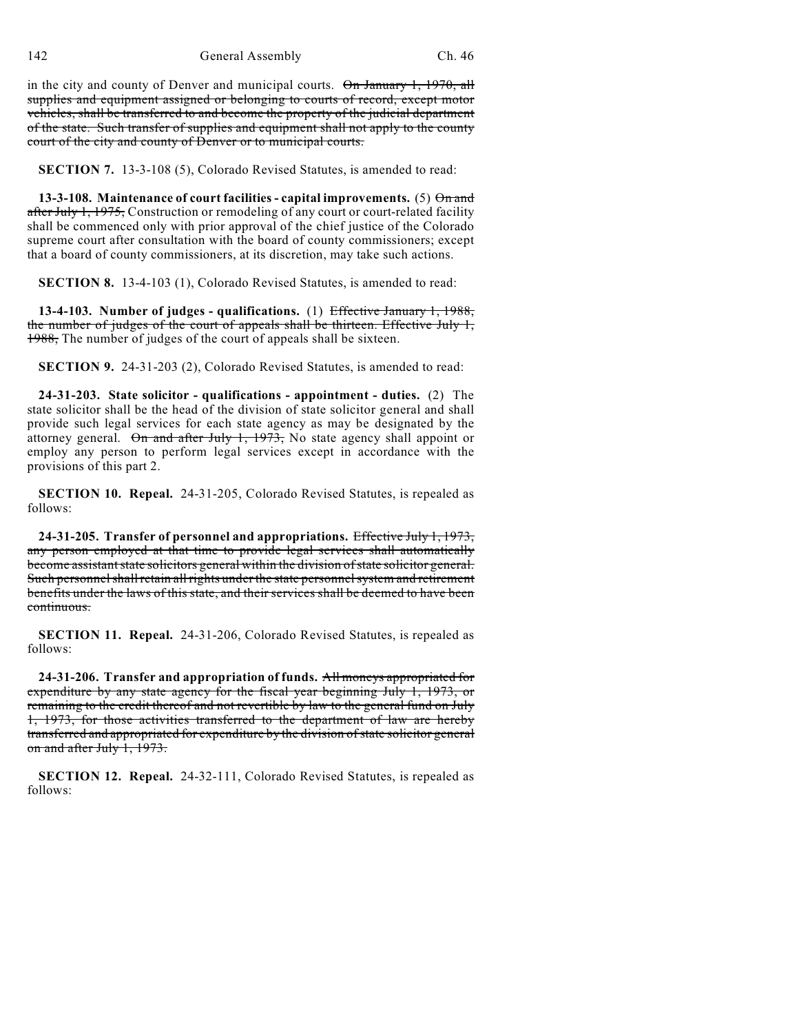in the city and county of Denver and municipal courts. ~~On January 1, 1970, all supplies and equipment assigned or belonging to courts of record, except motor vehicles, shall be transferred to and become the property of the judicial department of the state. Such transfer of supplies and equipment shall not apply to the county court of the city and county of Denver or to municipal courts.~~

**SECTION 7.** 13-3-108 (5), Colorado Revised Statutes, is amended to read:

**13-3-108. Maintenance of court facilities - capital improvements.** (5) ~~On and after July 1, 1975,~~ Construction or remodeling of any court or court-related facility shall be commenced only with prior approval of the chief justice of the Colorado supreme court after consultation with the board of county commissioners; except that a board of county commissioners, at its discretion, may take such actions.

**SECTION 8.** 13-4-103 (1), Colorado Revised Statutes, is amended to read:

**13-4-103. Number of judges - qualifications.** (1) ~~Effective January 1, 1988, the number of judges of the court of appeals shall be thirteen. Effective July 1, 1988,~~ The number of judges of the court of appeals shall be sixteen.

**SECTION 9.** 24-31-203 (2), Colorado Revised Statutes, is amended to read:

**24-31-203. State solicitor - qualifications - appointment - duties.** (2) The state solicitor shall be the head of the division of state solicitor general and shall provide such legal services for each state agency as may be designated by the attorney general. ~~On and after July 1, 1973,~~ No state agency shall appoint or employ any person to perform legal services except in accordance with the provisions of this part 2.

**SECTION 10. Repeal.** 24-31-205, Colorado Revised Statutes, is repealed as follows:

**24-31-205. Transfer of personnel and appropriations.** ~~Effective July 1, 1973, any person employed at that time to provide legal services shall automatically become assistant state solicitors general within the division of state solicitor general. Such personnel shall retain all rights under the state personnel system and retirement benefits under the laws of this state, and their services shall be deemed to have been continuous.~~

**SECTION 11. Repeal.** 24-31-206, Colorado Revised Statutes, is repealed as follows:

**24-31-206. Transfer and appropriation of funds.** ~~All moneys appropriated for expenditure by any state agency for the fiscal year beginning July 1, 1973, or remaining to the credit thereof and not revertible by law to the general fund on July 1, 1973, for those activities transferred to the department of law are hereby transferred and appropriated for expenditure by the division of state solicitor general on and after July 1, 1973.~~

**SECTION 12. Repeal.** 24-32-111, Colorado Revised Statutes, is repealed as follows: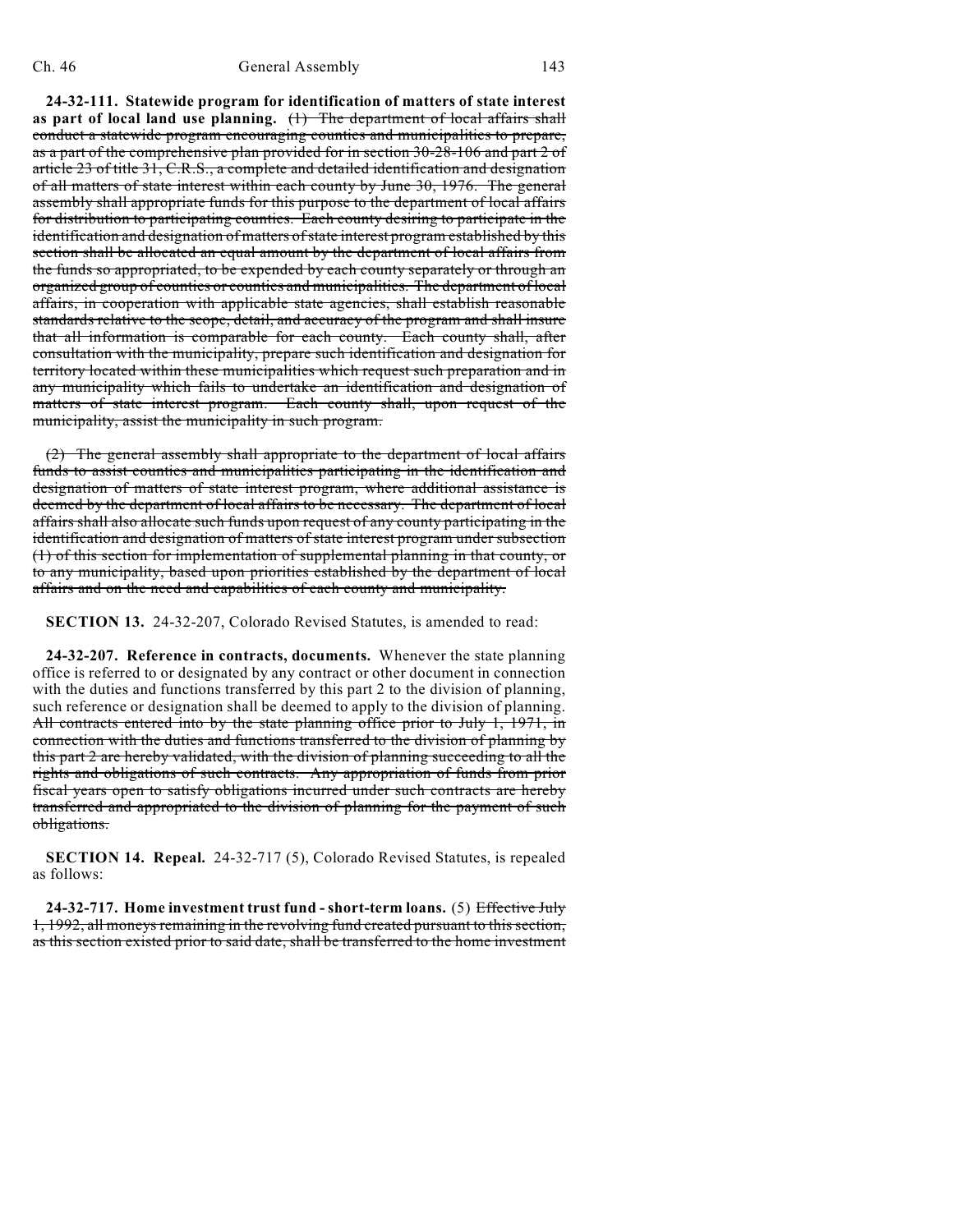**24-32-111. Statewide program for identification of matters of state interest as part of local land use planning.** ~~(1) The department of local affairs shall conduct a statewide program encouraging counties and municipalities to prepare, as a part of the comprehensive plan provided for in section 30-28-106 and part 2 of article 23 of title 31, C.R.S., a complete and detailed identification and designation of all matters of state interest within each county by June 30, 1976. The general assembly shall appropriate funds for this purpose to the department of local affairs for distribution to participating counties. Each county desiring to participate in the identification and designation of matters of state interest program established by this section shall be allocated an equal amount by the department of local affairs from the funds so appropriated, to be expended by each county separately or through an organized group of counties or counties and municipalities. The department of local affairs, in cooperation with applicable state agencies, shall establish reasonable standards relative to the scope, detail, and accuracy of the program and shall insure that all information is comparable for each county. Each county shall, after consultation with the municipality, prepare such identification and designation for territory located within these municipalities which request such preparation and in any municipality which fails to undertake an identification and designation of matters of state interest program. Each county shall, upon request of the municipality, assist the municipality in such program.~~

~~(2) The general assembly shall appropriate to the department of local affairs funds to assist counties and municipalities participating in the identification and designation of matters of state interest program, where additional assistance is deemed by the department of local affairs to be necessary. The department of local affairs shall also allocate such funds upon request of any county participating in the identification and designation of matters of state interest program under subsection (1) of this section for implementation of supplemental planning in that county, or to any municipality, based upon priorities established by the department of local affairs and on the need and capabilities of each county and municipality.~~

**SECTION 13.** 24-32-207, Colorado Revised Statutes, is amended to read:

**24-32-207. Reference in contracts, documents.** Whenever the state planning office is referred to or designated by any contract or other document in connection with the duties and functions transferred by this part 2 to the division of planning, such reference or designation shall be deemed to apply to the division of planning. ~~All contracts entered into by the state planning office prior to July 1, 1971, in connection with the duties and functions transferred to the division of planning by this part 2 are hereby validated, with the division of planning succeeding to all the rights and obligations of such contracts. Any appropriation of funds from prior fiscal years open to satisfy obligations incurred under such contracts are hereby transferred and appropriated to the division of planning for the payment of such obligations.~~

**SECTION 14. Repeal.** 24-32-717 (5), Colorado Revised Statutes, is repealed as follows:

**24-32-717. Home investment trust fund - short-term loans.** (5) ~~Effective July 1, 1992, all moneys remaining in the revolving fund created pursuant to this section, as this section existed prior to said date, shall be transferred to the home investment~~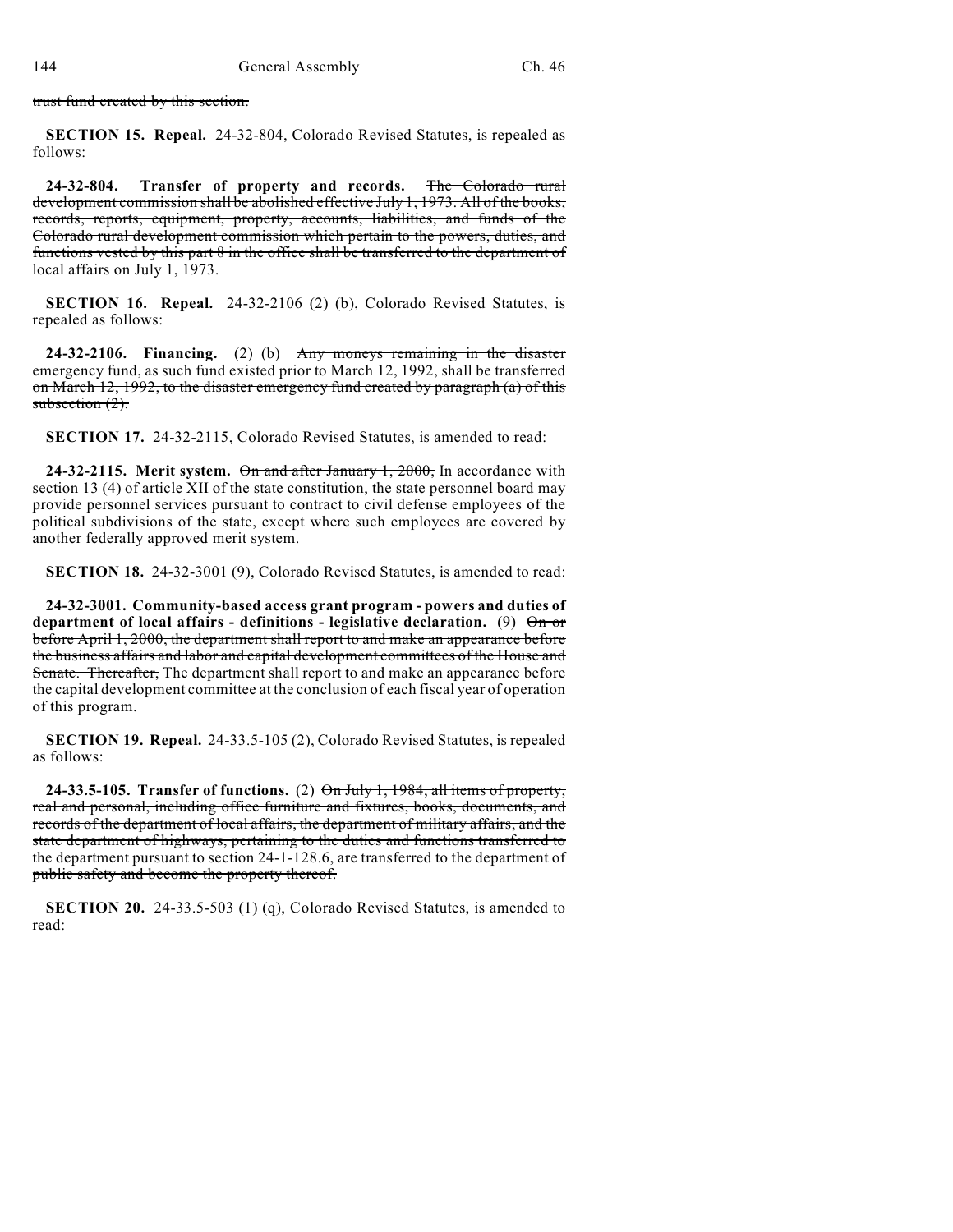~~trust fund created by this section.~~

**SECTION 15. Repeal.** 24-32-804, Colorado Revised Statutes, is repealed as follows:

**24-32-804. Transfer of property and records.** ~~The Colorado rural development commission shall be abolished effective July 1, 1973. All of the books, records, reports, equipment, property, accounts, liabilities, and funds of the Colorado rural development commission which pertain to the powers, duties, and functions vested by this part 8 in the office shall be transferred to the department of local affairs on July 1, 1973.~~

**SECTION 16. Repeal.** 24-32-2106 (2) (b), Colorado Revised Statutes, is repealed as follows:

**24-32-2106. Financing.** (2) (b) ~~Any moneys remaining in the disaster emergency fund, as such fund existed prior to March 12, 1992, shall be transferred on March 12, 1992, to the disaster emergency fund created by paragraph (a) of this subsection (2).~~

**SECTION 17.** 24-32-2115, Colorado Revised Statutes, is amended to read:

**24-32-2115. Merit system.** ~~On and after January 1, 2000,~~ In accordance with section 13 (4) of article XII of the state constitution, the state personnel board may provide personnel services pursuant to contract to civil defense employees of the political subdivisions of the state, except where such employees are covered by another federally approved merit system.

**SECTION 18.** 24-32-3001 (9), Colorado Revised Statutes, is amended to read:

**24-32-3001. Community-based access grant program - powers and duties of department of local affairs - definitions - legislative declaration.** (9) ~~On or before April 1, 2000, the department shall report to and make an appearance before the business affairs and labor and capital development committees of the House and Senate. Thereafter,~~ The department shall report to and make an appearance before the capital development committee at the conclusion of each fiscal year of operation of this program.

**SECTION 19. Repeal.** 24-33.5-105 (2), Colorado Revised Statutes, is repealed as follows:

**24-33.5-105. Transfer of functions.** (2) ~~On July 1, 1984, all items of property, real and personal, including office furniture and fixtures, books, documents, and records of the department of local affairs, the department of military affairs, and the state department of highways, pertaining to the duties and functions transferred to the department pursuant to section 24-1-128.6, are transferred to the department of public safety and become the property thereof.~~

**SECTION 20.** 24-33.5-503 (1) (q), Colorado Revised Statutes, is amended to read: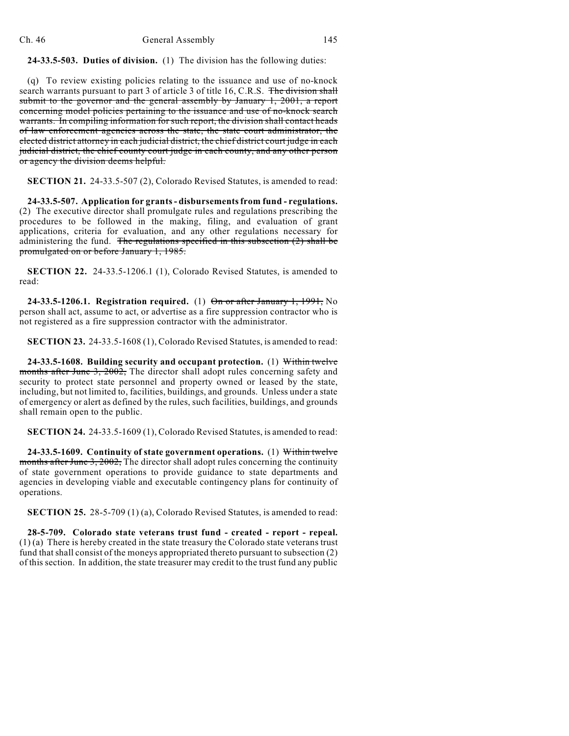**24-33.5-503. Duties of division.** (1) The division has the following duties:

(q) To review existing policies relating to the issuance and use of no-knock search warrants pursuant to part 3 of article 3 of title 16, C.R.S. ~~The division shall submit to the governor and the general assembly by January 1, 2001, a report concerning model policies pertaining to the issuance and use of no-knock search warrants. In compiling information for such report, the division shall contact heads of law enforcement agencies across the state, the state court administrator, the elected district attorney in each judicial district, the chief district court judge in each judicial district, the chief county court judge in each county, and any other person or agency the division deems helpful.~~

**SECTION 21.** 24-33.5-507 (2), Colorado Revised Statutes, is amended to read:

**24-33.5-507. Application for grants - disbursements from fund - regulations.** (2) The executive director shall promulgate rules and regulations prescribing the procedures to be followed in the making, filing, and evaluation of grant applications, criteria for evaluation, and any other regulations necessary for administering the fund. ~~The regulations specified in this subsection (2) shall be promulgated on or before January 1, 1985.~~

**SECTION 22.** 24-33.5-1206.1 (1), Colorado Revised Statutes, is amended to read:

**24-33.5-1206.1. Registration required.** (1) ~~On or after January 1, 1991,~~ No person shall act, assume to act, or advertise as a fire suppression contractor who is not registered as a fire suppression contractor with the administrator.

**SECTION 23.** 24-33.5-1608 (1), Colorado Revised Statutes, is amended to read:

**24-33.5-1608. Building security and occupant protection.** (1) ~~Within twelve months after June 3, 2002,~~ The director shall adopt rules concerning safety and security to protect state personnel and property owned or leased by the state, including, but not limited to, facilities, buildings, and grounds. Unless under a state of emergency or alert as defined by the rules, such facilities, buildings, and grounds shall remain open to the public.

**SECTION 24.** 24-33.5-1609 (1), Colorado Revised Statutes, is amended to read:

**24-33.5-1609. Continuity of state government operations.** (1) ~~Within twelve months after June 3, 2002,~~ The director shall adopt rules concerning the continuity of state government operations to provide guidance to state departments and agencies in developing viable and executable contingency plans for continuity of operations.

**SECTION 25.** 28-5-709 (1) (a), Colorado Revised Statutes, is amended to read:

**28-5-709. Colorado state veterans trust fund - created - report - repeal.** (1) (a) There is hereby created in the state treasury the Colorado state veterans trust fund that shall consist of the moneys appropriated thereto pursuant to subsection (2) of this section. In addition, the state treasurer may credit to the trust fund any public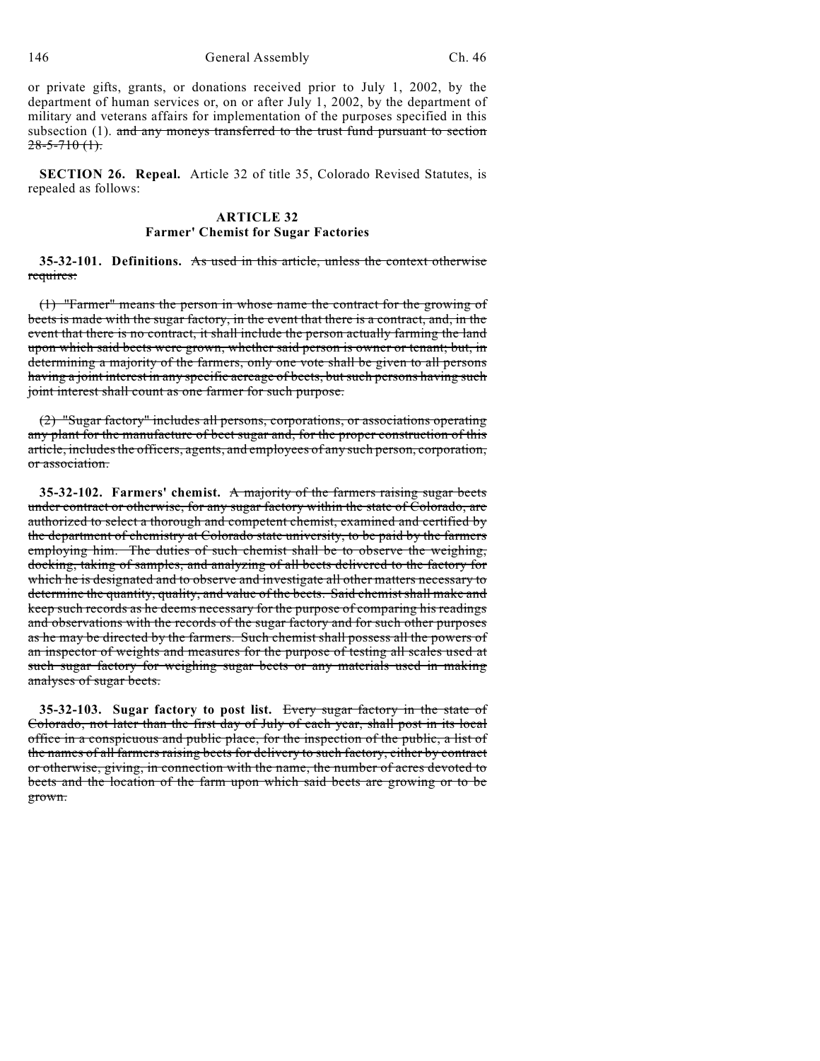or private gifts, grants, or donations received prior to July 1, 2002, by the department of human services or, on or after July 1, 2002, by the department of military and veterans affairs for implementation of the purposes specified in this subsection (1). ~~and any moneys transferred to the trust fund pursuant to section 28-5-710 (1).~~

**SECTION 26. Repeal.** Article 32 of title 35, Colorado Revised Statutes, is repealed as follows:

**ARTICLE 32**
**Farmer' Chemist for Sugar Factories**

**35-32-101. Definitions.** ~~As used in this article, unless the context otherwise requires:~~

~~(1) "Farmer" means the person in whose name the contract for the growing of beets is made with the sugar factory, in the event that there is a contract, and, in the event that there is no contract, it shall include the person actually farming the land upon which said beets were grown, whether said person is owner or tenant; but, in determining a majority of the farmers, only one vote shall be given to all persons having a joint interest in any specific acreage of beets, but such persons having such joint interest shall count as one farmer for such purpose.~~

~~(2) "Sugar factory" includes all persons, corporations, or associations operating any plant for the manufacture of beet sugar and, for the proper construction of this article, includes the officers, agents, and employees of any such person, corporation, or association.~~

**35-32-102. Farmers' chemist.** ~~A majority of the farmers raising sugar beets under contract or otherwise, for any sugar factory within the state of Colorado, are authorized to select a thorough and competent chemist, examined and certified by the department of chemistry at Colorado state university, to be paid by the farmers employing him. The duties of such chemist shall be to observe the weighing, docking, taking of samples, and analyzing of all beets delivered to the factory for which he is designated and to observe and investigate all other matters necessary to determine the quantity, quality, and value of the beets. Said chemist shall make and keep such records as he deems necessary for the purpose of comparing his readings and observations with the records of the sugar factory and for such other purposes as he may be directed by the farmers. Such chemist shall possess all the powers of an inspector of weights and measures for the purpose of testing all scales used at such sugar factory for weighing sugar beets or any materials used in making analyses of sugar beets.~~

**35-32-103. Sugar factory to post list.** ~~Every sugar factory in the state of Colorado, not later than the first day of July of each year, shall post in its local office in a conspicuous and public place, for the inspection of the public, a list of the names of all farmers raising beets for delivery to such factory, either by contract or otherwise, giving, in connection with the name, the number of acres devoted to beets and the location of the farm upon which said beets are growing or to be grown.~~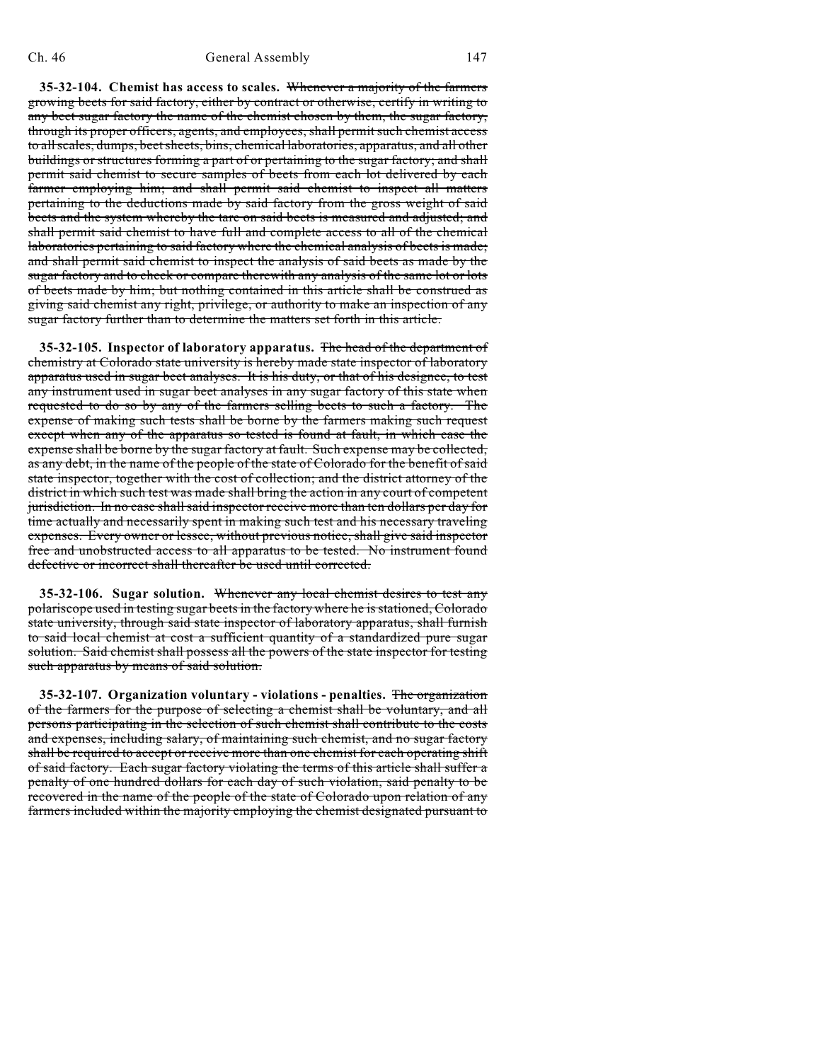**35-32-104. Chemist has access to scales.** ~~Whenever a majority of the farmers growing beets for said factory, either by contract or otherwise, certify in writing to any beet sugar factory the name of the chemist chosen by them, the sugar factory, through its proper officers, agents, and employees, shall permit such chemist access to all scales, dumps, beet sheets, bins, chemical laboratories, apparatus, and all other buildings or structures forming a part of or pertaining to the sugar factory; and shall permit said chemist to secure samples of beets from each lot delivered by each farmer employing him; and shall permit said chemist to inspect all matters pertaining to the deductions made by said factory from the gross weight of said beets and the system whereby the tare on said beets is measured and adjusted; and shall permit said chemist to have full and complete access to all of the chemical laboratories pertaining to said factory where the chemical analysis of beets is made; and shall permit said chemist to inspect the analysis of said beets as made by the sugar factory and to check or compare therewith any analysis of the same lot or lots of beets made by him; but nothing contained in this article shall be construed as giving said chemist any right, privilege, or authority to make an inspection of any sugar factory further than to determine the matters set forth in this article.~~

**35-32-105. Inspector of laboratory apparatus.** ~~The head of the department of chemistry at Colorado state university is hereby made state inspector of laboratory apparatus used in sugar beet analyses. It is his duty, or that of his designee, to test any instrument used in sugar beet analyses in any sugar factory of this state when requested to do so by any of the farmers selling beets to such a factory. The expense of making such tests shall be borne by the farmers making such request except when any of the apparatus so tested is found at fault, in which case the expense shall be borne by the sugar factory at fault. Such expense may be collected, as any debt, in the name of the people of the state of Colorado for the benefit of said state inspector, together with the cost of collection; and the district attorney of the district in which such test was made shall bring the action in any court of competent jurisdiction. In no case shall said inspector receive more than ten dollars per day for time actually and necessarily spent in making such test and his necessary traveling expenses. Every owner or lessee, without previous notice, shall give said inspector free and unobstructed access to all apparatus to be tested. No instrument found defective or incorrect shall thereafter be used until corrected.~~

**35-32-106. Sugar solution.** ~~Whenever any local chemist desires to test any polariscope used in testing sugar beets in the factory where he is stationed, Colorado state university, through said state inspector of laboratory apparatus, shall furnish to said local chemist at cost a sufficient quantity of a standardized pure sugar solution. Said chemist shall possess all the powers of the state inspector for testing such apparatus by means of said solution.~~

**35-32-107. Organization voluntary - violations - penalties.** ~~The organization of the farmers for the purpose of selecting a chemist shall be voluntary, and all persons participating in the selection of such chemist shall contribute to the costs and expenses, including salary, of maintaining such chemist, and no sugar factory shall be required to accept or receive more than one chemist for each operating shift of said factory. Each sugar factory violating the terms of this article shall suffer a penalty of one hundred dollars for each day of such violation, said penalty to be recovered in the name of the people of the state of Colorado upon relation of any farmers included within the majority employing the chemist designated pursuant to~~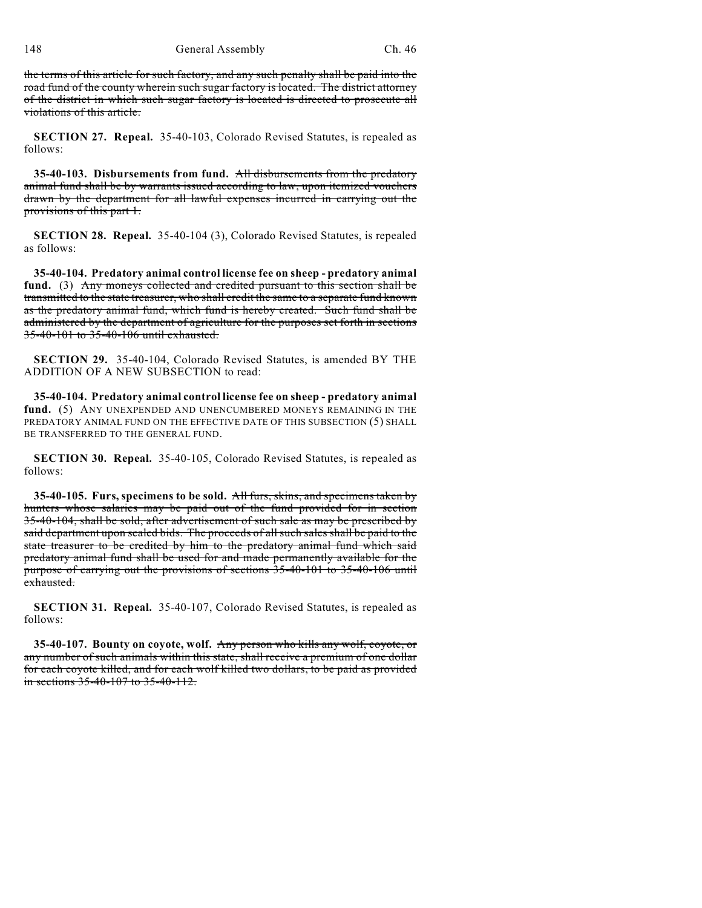~~the terms of this article for such factory, and any such penalty shall be paid into the road fund of the county wherein such sugar factory is located. The district attorney of the district in which such sugar factory is located is directed to prosecute all violations of this article.~~

**SECTION 27. Repeal.** 35-40-103, Colorado Revised Statutes, is repealed as follows:

**35-40-103. Disbursements from fund.** ~~All disbursements from the predatory animal fund shall be by warrants issued according to law, upon itemized vouchers drawn by the department for all lawful expenses incurred in carrying out the provisions of this part 1.~~

**SECTION 28. Repeal.** 35-40-104 (3), Colorado Revised Statutes, is repealed as follows:

**35-40-104. Predatory animal control license fee on sheep - predatory animal fund.** (3) ~~Any moneys collected and credited pursuant to this section shall be transmitted to the state treasurer, who shall credit the same to a separate fund known as the predatory animal fund, which fund is hereby created. Such fund shall be administered by the department of agriculture for the purposes set forth in sections 35-40-101 to 35-40-106 until exhausted.~~

**SECTION 29.** 35-40-104, Colorado Revised Statutes, is amended BY THE ADDITION OF A NEW SUBSECTION to read:

**35-40-104. Predatory animal control license fee on sheep - predatory animal fund.** (5) ANY UNEXPENDED AND UNENCUMBERED MONEYS REMAINING IN THE PREDATORY ANIMAL FUND ON THE EFFECTIVE DATE OF THIS SUBSECTION (5) SHALL BE TRANSFERRED TO THE GENERAL FUND.

**SECTION 30. Repeal.** 35-40-105, Colorado Revised Statutes, is repealed as follows:

**35-40-105. Furs, specimens to be sold.** ~~All furs, skins, and specimens taken by hunters whose salaries may be paid out of the fund provided for in section 35-40-104, shall be sold, after advertisement of such sale as may be prescribed by said department upon sealed bids. The proceeds of all such sales shall be paid to the state treasurer to be credited by him to the predatory animal fund which said predatory animal fund shall be used for and made permanently available for the purpose of carrying out the provisions of sections 35-40-101 to 35-40-106 until exhausted.~~

**SECTION 31. Repeal.** 35-40-107, Colorado Revised Statutes, is repealed as follows:

**35-40-107. Bounty on coyote, wolf.** ~~Any person who kills any wolf, coyote, or any number of such animals within this state, shall receive a premium of one dollar for each coyote killed, and for each wolf killed two dollars, to be paid as provided in sections 35-40-107 to 35-40-112.~~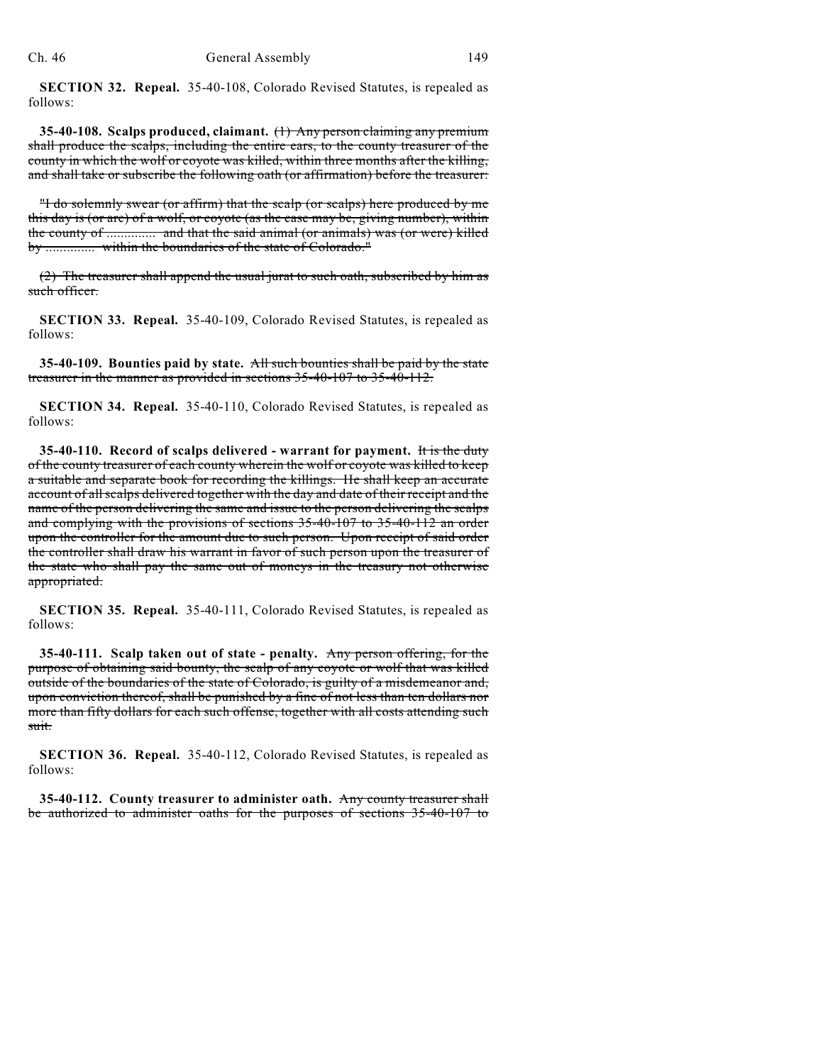**SECTION 32. Repeal.** 35-40-108, Colorado Revised Statutes, is repealed as follows:

**35-40-108. Scalps produced, claimant.** ~~(1) Any person claiming any premium shall produce the scalps, including the entire ears, to the county treasurer of the county in which the wolf or coyote was killed, within three months after the killing, and shall take or subscribe the following oath (or affirmation) before the treasurer:~~

~~"I do solemnly swear (or affirm) that the scalp (or scalps) here produced by me this day is (or are) of a wolf, or coyote (as the case may be, giving number), within the county of .............. and that the said animal (or animals) was (or were) killed by .............. within the boundaries of the state of Colorado."~~

~~(2) The treasurer shall append the usual jurat to such oath, subscribed by him as such officer.~~

**SECTION 33. Repeal.** 35-40-109, Colorado Revised Statutes, is repealed as follows:

**35-40-109. Bounties paid by state.** ~~All such bounties shall be paid by the state treasurer in the manner as provided in sections 35-40-107 to 35-40-112.~~

**SECTION 34. Repeal.** 35-40-110, Colorado Revised Statutes, is repealed as follows:

**35-40-110. Record of scalps delivered - warrant for payment.** ~~It is the duty of the county treasurer of each county wherein the wolf or coyote was killed to keep a suitable and separate book for recording the killings. He shall keep an accurate account of all scalps delivered together with the day and date of their receipt and the name of the person delivering the same and issue to the person delivering the scalps and complying with the provisions of sections 35-40-107 to 35-40-112 an order upon the controller for the amount due to such person. Upon receipt of said order the controller shall draw his warrant in favor of such person upon the treasurer of the state who shall pay the same out of moneys in the treasury not otherwise appropriated.~~

**SECTION 35. Repeal.** 35-40-111, Colorado Revised Statutes, is repealed as follows:

**35-40-111. Scalp taken out of state - penalty.** ~~Any person offering, for the purpose of obtaining said bounty, the scalp of any coyote or wolf that was killed outside of the boundaries of the state of Colorado, is guilty of a misdemeanor and, upon conviction thereof, shall be punished by a fine of not less than ten dollars nor more than fifty dollars for each such offense, together with all costs attending such suit.~~

**SECTION 36. Repeal.** 35-40-112, Colorado Revised Statutes, is repealed as follows:

**35-40-112. County treasurer to administer oath.** ~~Any county treasurer shall be authorized to administer oaths for the purposes of sections 35-40-107 to~~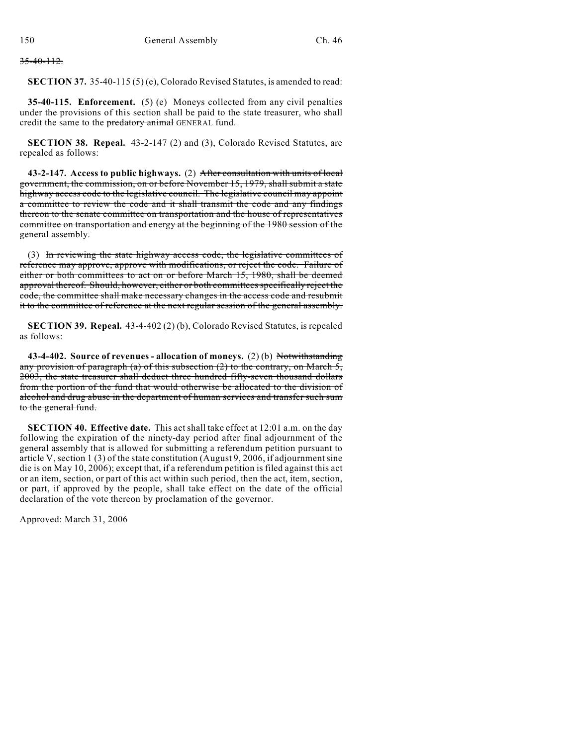~~35-40-112.~~

**SECTION 37.** 35-40-115 (5) (e), Colorado Revised Statutes, is amended to read:

**35-40-115. Enforcement.** (5) (e) Moneys collected from any civil penalties under the provisions of this section shall be paid to the state treasurer, who shall credit the same to the ~~predatory animal~~ GENERAL fund.

**SECTION 38. Repeal.** 43-2-147 (2) and (3), Colorado Revised Statutes, are repealed as follows:

**43-2-147. Access to public highways.** (2) ~~After consultation with units of local government, the commission, on or before November 15, 1979, shall submit a state highway access code to the legislative council. The legislative council may appoint a committee to review the code and it shall transmit the code and any findings thereon to the senate committee on transportation and the house of representatives committee on transportation and energy at the beginning of the 1980 session of the general assembly.~~

(3) ~~In reviewing the state highway access code, the legislative committees of reference may approve, approve with modifications, or reject the code. Failure of either or both committees to act on or before March 15, 1980, shall be deemed approval thereof. Should, however, either or both committees specifically reject the code, the committee shall make necessary changes in the access code and resubmit it to the committee of reference at the next regular session of the general assembly.~~

**SECTION 39. Repeal.** 43-4-402 (2) (b), Colorado Revised Statutes, is repealed as follows:

**43-4-402. Source of revenues - allocation of moneys.** (2) (b) ~~Notwithstanding any provision of paragraph (a) of this subsection (2) to the contrary, on March 5, 2003, the state treasurer shall deduct three hundred fifty-seven thousand dollars from the portion of the fund that would otherwise be allocated to the division of alcohol and drug abuse in the department of human services and transfer such sum to the general fund.~~

**SECTION 40. Effective date.** This act shall take effect at 12:01 a.m. on the day following the expiration of the ninety-day period after final adjournment of the general assembly that is allowed for submitting a referendum petition pursuant to article V, section 1 (3) of the state constitution (August 9, 2006, if adjournment sine die is on May 10, 2006); except that, if a referendum petition is filed against this act or an item, section, or part of this act within such period, then the act, item, section, or part, if approved by the people, shall take effect on the date of the official declaration of the vote thereon by proclamation of the governor.

Approved: March 31, 2006